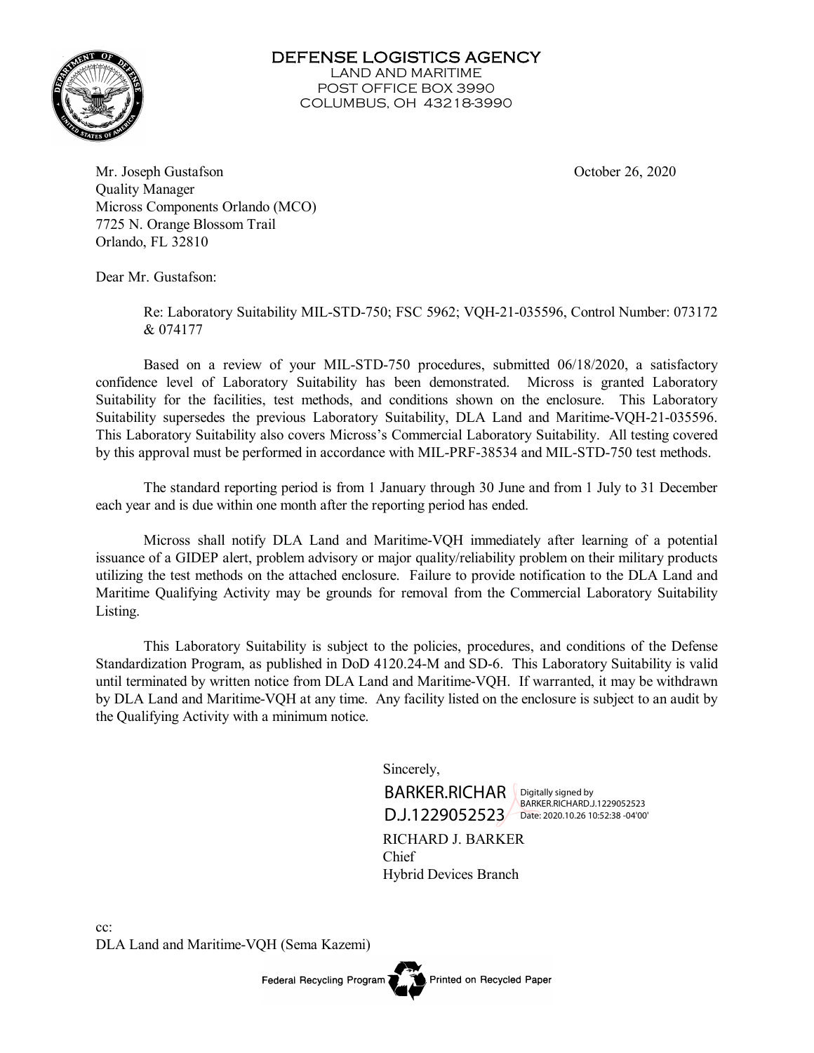# DEFENSE LOGISTICS AGENCY

LAND AND MARITIME
POST OFFICE BOX 3990
COLUMBUS, OH 43218-3990

Mr. Joseph Gustafson
Quality Manager
Micross Components Orlando (MCO)
7725 N. Orange Blossom Trail
Orlando, FL 32810

October 26, 2020

Dear Mr. Gustafson:

Re: Laboratory Suitability MIL-STD-750; FSC 5962; VQH-21-035596, Control Number: 073172 & 074177

Based on a review of your MIL-STD-750 procedures, submitted 06/18/2020, a satisfactory confidence level of Laboratory Suitability has been demonstrated. Micross is granted Laboratory Suitability for the facilities, test methods, and conditions shown on the enclosure. This Laboratory Suitability supersedes the previous Laboratory Suitability, DLA Land and Maritime-VQH-21-035596. This Laboratory Suitability also covers Micross's Commercial Laboratory Suitability. All testing covered by this approval must be performed in accordance with MIL-PRF-38534 and MIL-STD-750 test methods.

The standard reporting period is from 1 January through 30 June and from 1 July to 31 December each year and is due within one month after the reporting period has ended.

Micross shall notify DLA Land and Maritime-VQH immediately after learning of a potential issuance of a GIDEP alert, problem advisory or major quality/reliability problem on their military products utilizing the test methods on the attached enclosure. Failure to provide notification to the DLA Land and Maritime Qualifying Activity may be grounds for removal from the Commercial Laboratory Suitability Listing.

This Laboratory Suitability is subject to the policies, procedures, and conditions of the Defense Standardization Program, as published in DoD 4120.24-M and SD-6. This Laboratory Suitability is valid until terminated by written notice from DLA Land and Maritime-VQH. If warranted, it may be withdrawn by DLA Land and Maritime-VQH at any time. Any facility listed on the enclosure is subject to an audit by the Qualifying Activity with a minimum notice.

Sincerely,

BARKER.RICHARD.J.1229052523
Digitally signed by BARKER.RICHARD.J.1229052523
Date: 2020.10.26 10:52:38 -04'00'

RICHARD J. BARKER
Chief
Hybrid Devices Branch

cc:
DLA Land and Maritime-VQH (Sema Kazemi)

Federal Recycling Program Printed on Recycled Paper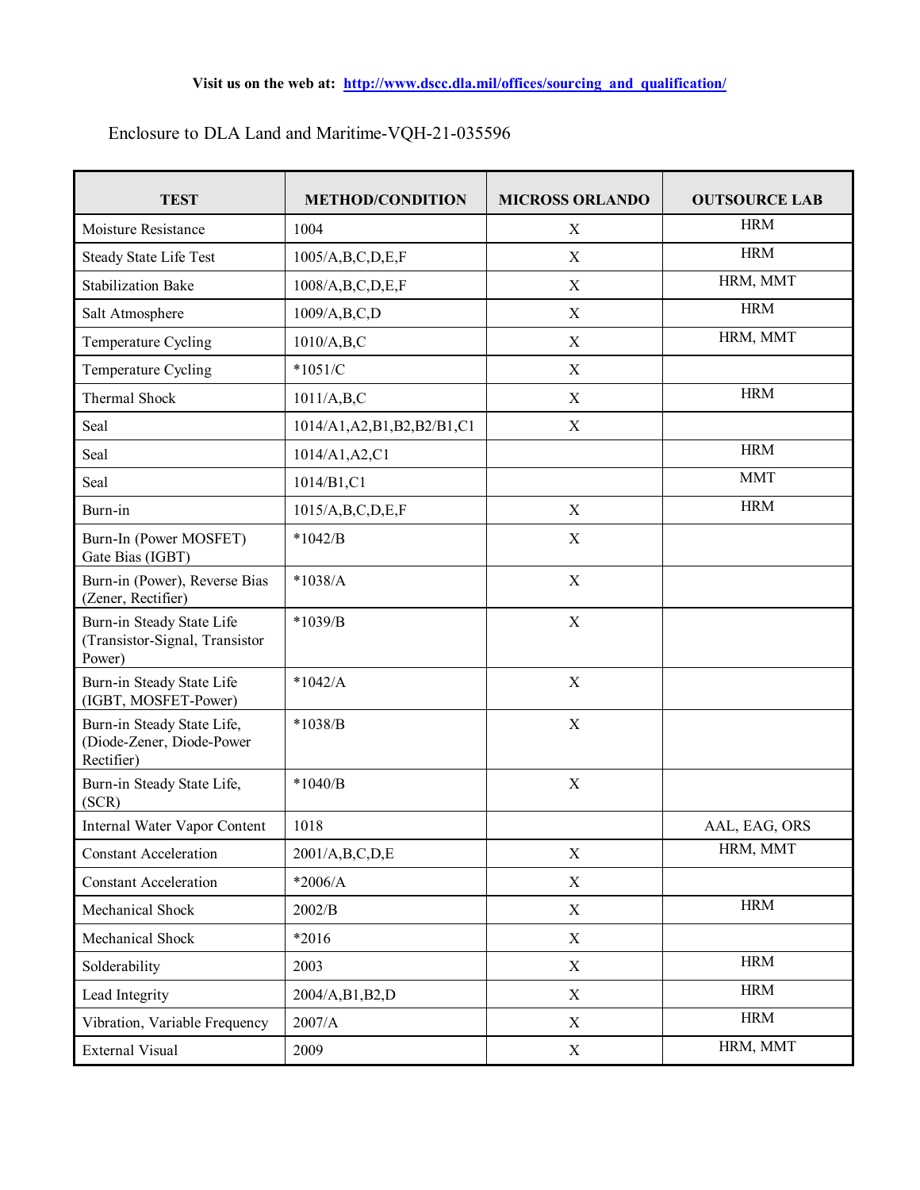**Visit us on the web at: http://www.dscc.dla.mil/offices/sourcing_and_qualification/**

Enclosure to DLA Land and Maritime-VQH-21-035596

| TEST | METHOD/CONDITION | MICROSS ORLANDO | OUTSOURCE LAB |
|---|---|---|---|
| Moisture Resistance | 1004 | X | HRM |
| Steady State Life Test | 1005/A,B,C,D,E,F | X | HRM |
| Stabilization Bake | 1008/A,B,C,D,E,F | X | HRM, MMT |
| Salt Atmosphere | 1009/A,B,C,D | X | HRM |
| Temperature Cycling | 1010/A,B,C | X | HRM, MMT |
| Temperature Cycling | *1051/C | X | |
| Thermal Shock | 1011/A,B,C | X | HRM |
| Seal | 1014/A1,A2,B1,B2,B2/B1,C1 | X | |
| Seal | 1014/A1,A2,C1 | | HRM |
| Seal | 1014/B1,C1 | | MMT |
| Burn-in | 1015/A,B,C,D,E,F | X | HRM |
| Burn-In (Power MOSFET) Gate Bias (IGBT) | *1042/B | X | |
| Burn-in (Power), Reverse Bias (Zener, Rectifier) | *1038/A | X | |
| Burn-in Steady State Life (Transistor-Signal, Transistor Power) | *1039/B | X | |
| Burn-in Steady State Life (IGBT, MOSFET-Power) | *1042/A | X | |
| Burn-in Steady State Life, (Diode-Zener, Diode-Power Rectifier) | *1038/B | X | |
| Burn-in Steady State Life, (SCR) | *1040/B | X | |
| Internal Water Vapor Content | 1018 | | AAL, EAG, ORS |
| Constant Acceleration | 2001/A,B,C,D,E | X | HRM, MMT |
| Constant Acceleration | *2006/A | X | |
| Mechanical Shock | 2002/B | X | HRM |
| Mechanical Shock | *2016 | X | |
| Solderability | 2003 | X | HRM |
| Lead Integrity | 2004/A,B1,B2,D | X | HRM |
| Vibration, Variable Frequency | 2007/A | X | HRM |
| External Visual | 2009 | X | HRM, MMT |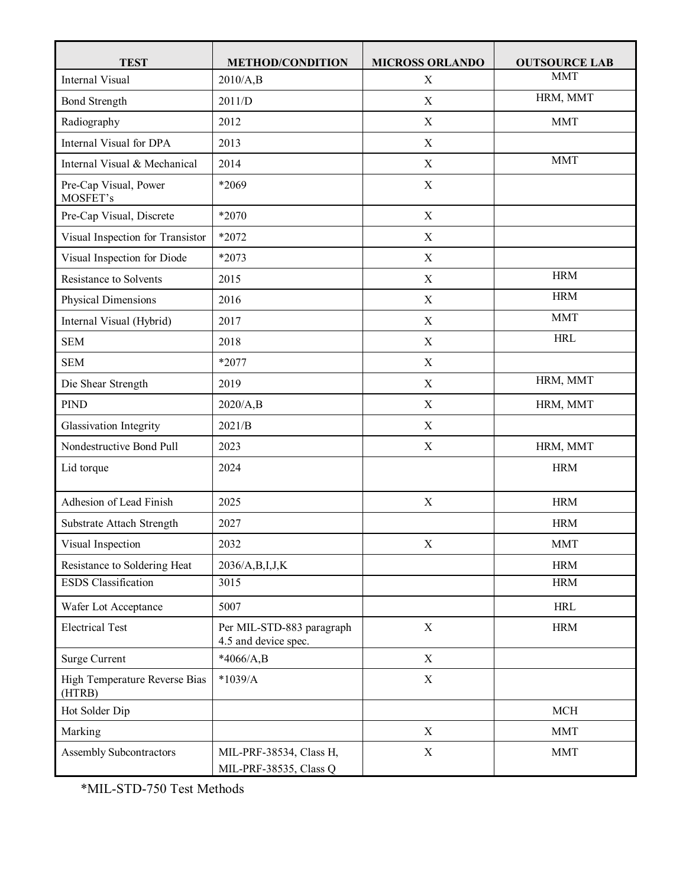| TEST | METHOD/CONDITION | MICROSS ORLANDO | OUTSOURCE LAB |
|---|---|---|---|
| Internal Visual | 2010/A,B | X | MMT |
| Bond Strength | 2011/D | X | HRM, MMT |
| Radiography | 2012 | X | MMT |
| Internal Visual for DPA | 2013 | X | |
| Internal Visual & Mechanical | 2014 | X | MMT |
| Pre-Cap Visual, Power MOSFET's | *2069 | X | |
| Pre-Cap Visual, Discrete | *2070 | X | |
| Visual Inspection for Transistor | *2072 | X | |
| Visual Inspection for Diode | *2073 | X | |
| Resistance to Solvents | 2015 | X | HRM |
| Physical Dimensions | 2016 | X | HRM |
| Internal Visual (Hybrid) | 2017 | X | MMT |
| SEM | 2018 | X | HRL |
| SEM | *2077 | X | |
| Die Shear Strength | 2019 | X | HRM, MMT |
| PIND | 2020/A,B | X | HRM, MMT |
| Glassivation Integrity | 2021/B | X | |
| Nondestructive Bond Pull | 2023 | X | HRM, MMT |
| Lid torque | 2024 | | HRM |
| Adhesion of Lead Finish | 2025 | X | HRM |
| Substrate Attach Strength | 2027 | | HRM |
| Visual Inspection | 2032 | X | MMT |
| Resistance to Soldering Heat | 2036/A,B,I,J,K | | HRM |
| ESDS Classification | 3015 | | HRM |
| Wafer Lot Acceptance | 5007 | | HRL |
| Electrical Test | Per MIL-STD-883 paragraph 4.5 and device spec. | X | HRM |
| Surge Current | *4066/A,B | X | |
| High Temperature Reverse Bias (HTRB) | *1039/A | X | |
| Hot Solder Dip | | | MCH |
| Marking | | X | MMT |
| Assembly Subcontractors | MIL-PRF-38534, Class H, MIL-PRF-38535, Class Q | X | MMT |

*MIL-STD-750 Test Methods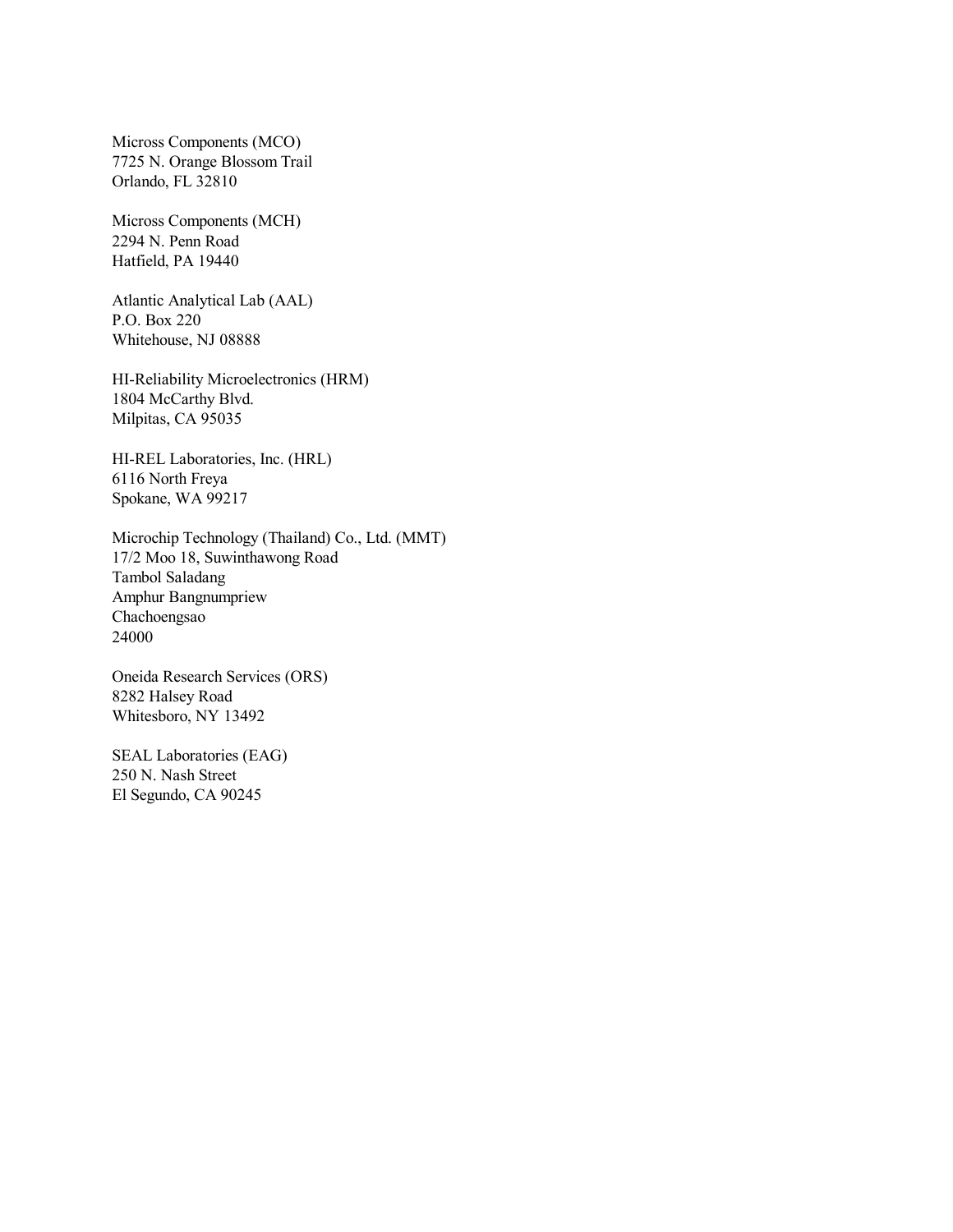Micross Components (MCO)
7725 N. Orange Blossom Trail
Orlando, FL 32810

Micross Components (MCH)
2294 N. Penn Road
Hatfield, PA 19440

Atlantic Analytical Lab (AAL)
P.O. Box 220
Whitehouse, NJ 08888

HI-Reliability Microelectronics (HRM)
1804 McCarthy Blvd.
Milpitas, CA 95035

HI-REL Laboratories, Inc. (HRL)
6116 North Freya
Spokane, WA 99217

Microchip Technology (Thailand) Co., Ltd. (MMT)
17/2 Moo 18, Suwinthawong Road
Tambol Saladang
Amphur Bangnumpriew
Chachoengsao
24000

Oneida Research Services (ORS)
8282 Halsey Road
Whitesboro, NY 13492

SEAL Laboratories (EAG)
250 N. Nash Street
El Segundo, CA 90245